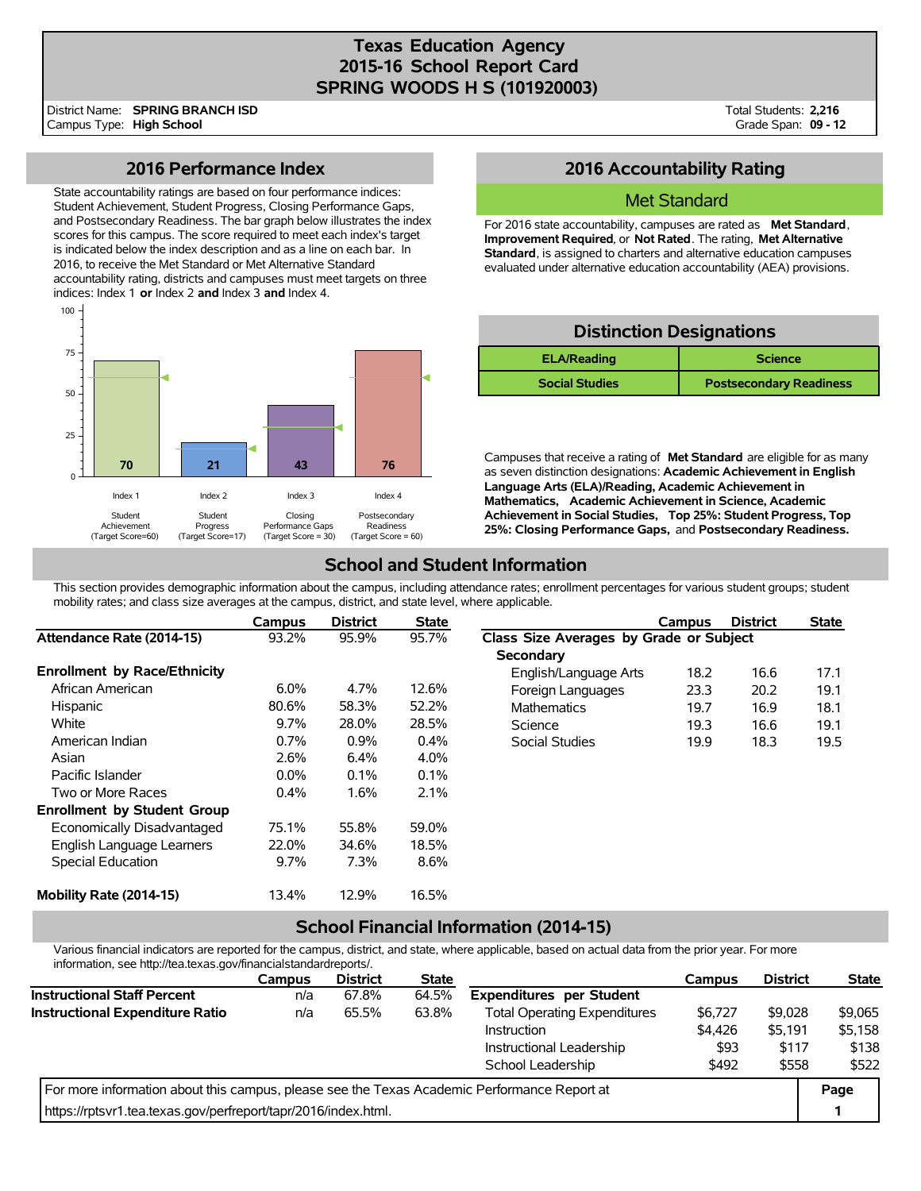# Texas Education Agency
# 2015-16 School Report Card
# SPRING WOODS H S (101920003)

District Name: **SPRING BRANCH ISD**
Campus Type: **High School**

Total Students: **2,216**
Grade Span: **09 - 12**

## 2016 Performance Index

State accountability ratings are based on four performance indices: Student Achievement, Student Progress, Closing Performance Gaps, and Postsecondary Readiness. The bar graph below illustrates the index scores for this campus. The score required to meet each index's target is indicated below the index description and as a line on each bar. In 2016, to receive the Met Standard or Met Alternative Standard accountability rating, districts and campuses must meet targets on three indices: Index 1 **or** Index 2 **and** Index 3 **and** Index 4.

| Index | Description | Score | Target Score |
|---|---|---|---|
| Index 1 | Student Achievement | 70 | 60 |
| Index 2 | Student Progress | 21 | 17 |
| Index 3 | Closing Performance Gaps | 43 | 30 |
| Index 4 | Postsecondary Readiness | 76 | 60 |

## 2016 Accountability Rating

**Met Standard**

For 2016 state accountability, campuses are rated as **Met Standard**, **Improvement Required**, or **Not Rated**. The rating, **Met Alternative Standard**, is assigned to charters and alternative education campuses evaluated under alternative education accountability (AEA) provisions.

## Distinction Designations

| ELA/Reading | Science |
|---|---|
| Social Studies | Postsecondary Readiness |

Campuses that receive a rating of **Met Standard** are eligible for as many as seven distinction designations: **Academic Achievement in English Language Arts (ELA)/Reading, Academic Achievement in Mathematics, Academic Achievement in Science, Academic Achievement in Social Studies, Top 25%: Student Progress, Top 25%: Closing Performance Gaps,** and **Postsecondary Readiness.**

## School and Student Information

This section provides demographic information about the campus, including attendance rates; enrollment percentages for various student groups; student mobility rates; and class size averages at the campus, district, and state level, where applicable.

| | Campus | District | State |
|---|---|---|---|
| **Attendance Rate (2014-15)** | 93.2% | 95.9% | 95.7% |
| **Enrollment by Race/Ethnicity** | | | |
| African American | 6.0% | 4.7% | 12.6% |
| Hispanic | 80.6% | 58.3% | 52.2% |
| White | 9.7% | 28.0% | 28.5% |
| American Indian | 0.7% | 0.9% | 0.4% |
| Asian | 2.6% | 6.4% | 4.0% |
| Pacific Islander | 0.0% | 0.1% | 0.1% |
| Two or More Races | 0.4% | 1.6% | 2.1% |
| **Enrollment by Student Group** | | | |
| Economically Disadvantaged | 75.1% | 55.8% | 59.0% |
| English Language Learners | 22.0% | 34.6% | 18.5% |
| Special Education | 9.7% | 7.3% | 8.6% |
| **Mobility Rate (2014-15)** | 13.4% | 12.9% | 16.5% |

| | Campus | District | State |
|---|---|---|---|
| **Class Size Averages by Grade or Subject** | | | |
| **Secondary** | | | |
| English/Language Arts | 18.2 | 16.6 | 17.1 |
| Foreign Languages | 23.3 | 20.2 | 19.1 |
| Mathematics | 19.7 | 16.9 | 18.1 |
| Science | 19.3 | 16.6 | 19.1 |
| Social Studies | 19.9 | 18.3 | 19.5 |

## School Financial Information (2014-15)

Various financial indicators are reported for the campus, district, and state, where applicable, based on actual data from the prior year. For more information, see http://tea.texas.gov/financialstandardreports/.

| | Campus | District | State |
|---|---|---|---|
| **Instructional Staff Percent** | n/a | 67.8% | 64.5% |
| **Instructional Expenditure Ratio** | n/a | 65.5% | 63.8% |

| | Campus | District | State |
|---|---|---|---|
| **Expenditures per Student** | | | |
| Total Operating Expenditures | $6,727 | $9,028 | $9,065 |
| Instruction | $4,426 | $5,191 | $5,158 |
| Instructional Leadership | $93 | $117 | $138 |
| School Leadership | $492 | $558 | $522 |

For more information about this campus, please see the Texas Academic Performance Report at https://rptsvr1.tea.texas.gov/perfreport/tapr/2016/index.html.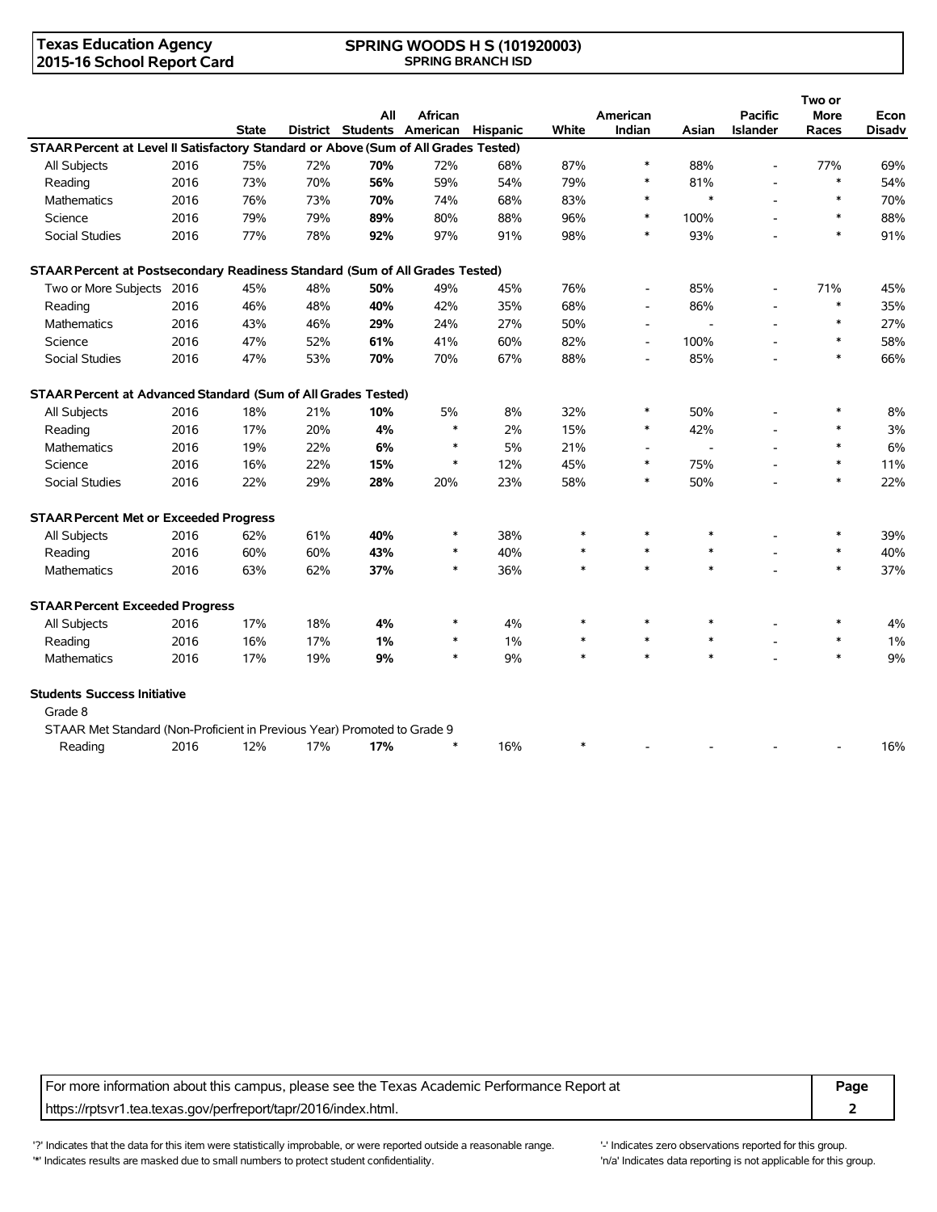Texas Education Agency
2015-16 School Report Card

SPRING WOODS H S (101920003)
SPRING BRANCH ISD

| | | State | District | All Students | African American | Hispanic | White | American Indian | Asian | Pacific Islander | Two or More Races | Econ Disadv |
|---|---|---|---|---|---|---|---|---|---|---|---|---|
| **STAAR Percent at Level II Satisfactory Standard or Above (Sum of All Grades Tested)** | | | | | | | | | | | | |
| All Subjects | 2016 | 75% | 72% | **70%** | 72% | 68% | 87% | * | 88% | - | 77% | 69% |
| Reading | 2016 | 73% | 70% | **56%** | 59% | 54% | 79% | * | 81% | - | * | 54% |
| Mathematics | 2016 | 76% | 73% | **70%** | 74% | 68% | 83% | * | * | - | * | 70% |
| Science | 2016 | 79% | 79% | **89%** | 80% | 88% | 96% | * | 100% | - | * | 88% |
| Social Studies | 2016 | 77% | 78% | **92%** | 97% | 91% | 98% | * | 93% | - | * | 91% |
| **STAAR Percent at Postsecondary Readiness Standard (Sum of All Grades Tested)** | | | | | | | | | | | | |
| Two or More Subjects | 2016 | 45% | 48% | **50%** | 49% | 45% | 76% | - | 85% | - | 71% | 45% |
| Reading | 2016 | 46% | 48% | **40%** | 42% | 35% | 68% | - | 86% | - | * | 35% |
| Mathematics | 2016 | 43% | 46% | **29%** | 24% | 27% | 50% | - | - | - | * | 27% |
| Science | 2016 | 47% | 52% | **61%** | 41% | 60% | 82% | - | 100% | - | * | 58% |
| Social Studies | 2016 | 47% | 53% | **70%** | 70% | 67% | 88% | - | 85% | - | * | 66% |
| **STAAR Percent at Advanced Standard (Sum of All Grades Tested)** | | | | | | | | | | | | |
| All Subjects | 2016 | 18% | 21% | **10%** | 5% | 8% | 32% | * | 50% | - | * | 8% |
| Reading | 2016 | 17% | 20% | **4%** | * | 2% | 15% | * | 42% | - | * | 3% |
| Mathematics | 2016 | 19% | 22% | **6%** | * | 5% | 21% | - | - | - | * | 6% |
| Science | 2016 | 16% | 22% | **15%** | * | 12% | 45% | * | 75% | - | * | 11% |
| Social Studies | 2016 | 22% | 29% | **28%** | 20% | 23% | 58% | * | 50% | - | * | 22% |
| **STAAR Percent Met or Exceeded Progress** | | | | | | | | | | | | |
| All Subjects | 2016 | 62% | 61% | **40%** | * | 38% | * | * | * | - | * | 39% |
| Reading | 2016 | 60% | 60% | **43%** | * | 40% | * | * | * | - | * | 40% |
| Mathematics | 2016 | 63% | 62% | **37%** | * | 36% | * | * | * | - | * | 37% |
| **STAAR Percent Exceeded Progress** | | | | | | | | | | | | |
| All Subjects | 2016 | 17% | 18% | **4%** | * | 4% | * | * | * | - | * | 4% |
| Reading | 2016 | 16% | 17% | **1%** | * | 1% | * | * | * | - | * | 1% |
| Mathematics | 2016 | 17% | 19% | **9%** | * | 9% | * | * | * | - | * | 9% |
| **Students Success Initiative** | | | | | | | | | | | | |
| Grade 8 | | | | | | | | | | | | |
| STAAR Met Standard (Non-Proficient in Previous Year) Promoted to Grade 9 | | | | | | | | | | | | |
| Reading | 2016 | 12% | 17% | **17%** | * | 16% | * | - | - | - | - | 16% |

For more information about this campus, please see the Texas Academic Performance Report at https://rptsvr1.tea.texas.gov/perfreport/tapr/2016/index.html.

'?' Indicates that the data for this item were statistically improbable, or were reported outside a reasonable range.
'*' Indicates results are masked due to small numbers to protect student confidentiality.
'-' Indicates zero observations reported for this group.
'n/a' Indicates data reporting is not applicable for this group.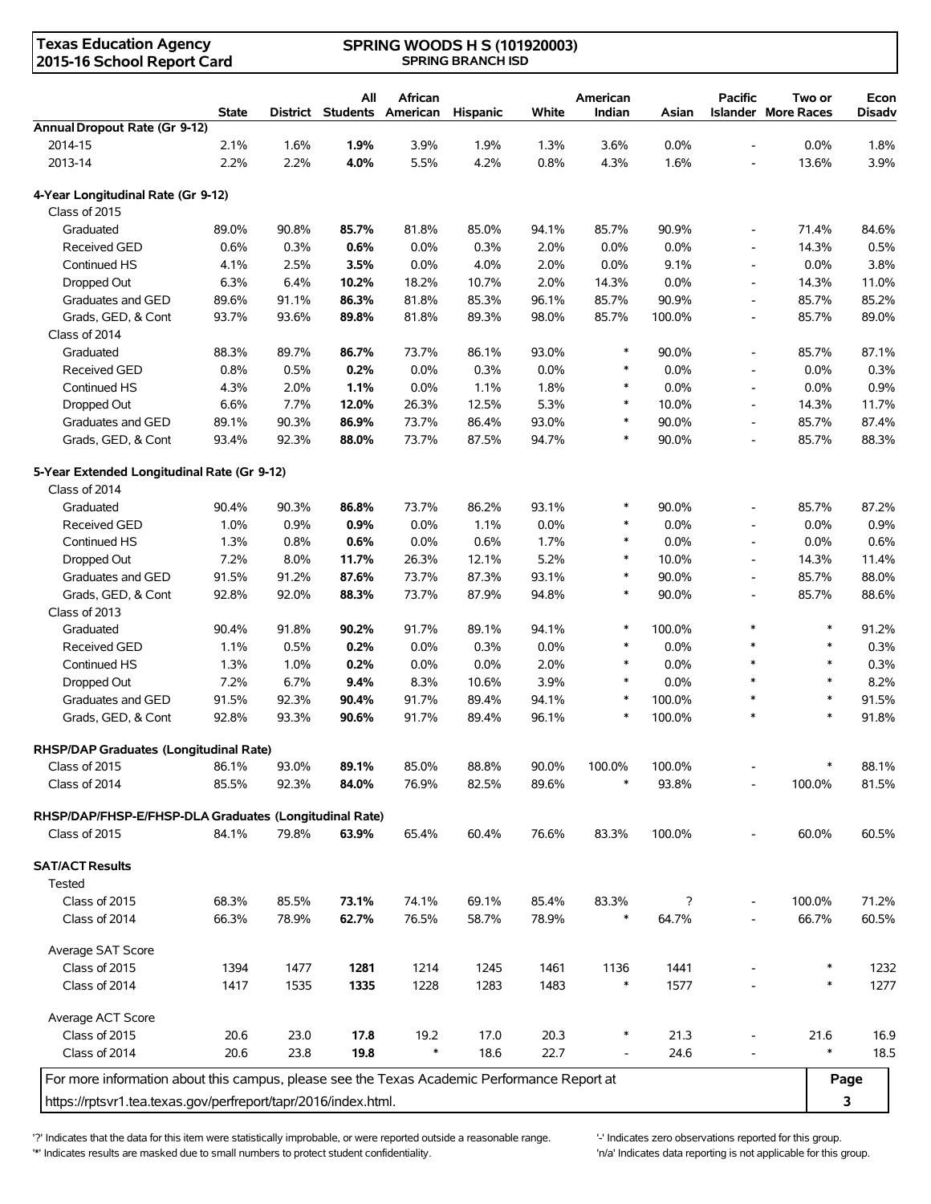Texas Education Agency
2015-16 School Report Card

SPRING WOODS H S (101920003)
SPRING BRANCH ISD

| | State | District | All Students | African American | Hispanic | White | American Indian | Asian | Pacific Islander | Two or More Races | Econ Disadv |
|---|---|---|---|---|---|---|---|---|---|---|---|
| **Annual Dropout Rate (Gr 9-12)** | | | | | | | | | | | |
| 2014-15 | 2.1% | 1.6% | **1.9%** | 3.9% | 1.9% | 1.3% | 3.6% | 0.0% | - | 0.0% | 1.8% |
| 2013-14 | 2.2% | 2.2% | **4.0%** | 5.5% | 4.2% | 0.8% | 4.3% | 1.6% | - | 13.6% | 3.9% |
| **4-Year Longitudinal Rate (Gr 9-12)** | | | | | | | | | | | |
| Class of 2015 | | | | | | | | | | | |
| Graduated | 89.0% | 90.8% | **85.7%** | 81.8% | 85.0% | 94.1% | 85.7% | 90.9% | - | 71.4% | 84.6% |
| Received GED | 0.6% | 0.3% | **0.6%** | 0.0% | 0.3% | 2.0% | 0.0% | 0.0% | - | 14.3% | 0.5% |
| Continued HS | 4.1% | 2.5% | **3.5%** | 0.0% | 4.0% | 2.0% | 0.0% | 9.1% | - | 0.0% | 3.8% |
| Dropped Out | 6.3% | 6.4% | **10.2%** | 18.2% | 10.7% | 2.0% | 14.3% | 0.0% | - | 14.3% | 11.0% |
| Graduates and GED | 89.6% | 91.1% | **86.3%** | 81.8% | 85.3% | 96.1% | 85.7% | 90.9% | - | 85.7% | 85.2% |
| Grads, GED, & Cont | 93.7% | 93.6% | **89.8%** | 81.8% | 89.3% | 98.0% | 85.7% | 100.0% | - | 85.7% | 89.0% |
| Class of 2014 | | | | | | | | | | | |
| Graduated | 88.3% | 89.7% | **86.7%** | 73.7% | 86.1% | 93.0% | * | 90.0% | - | 85.7% | 87.1% |
| Received GED | 0.8% | 0.5% | **0.2%** | 0.0% | 0.3% | 0.0% | * | 0.0% | - | 0.0% | 0.3% |
| Continued HS | 4.3% | 2.0% | **1.1%** | 0.0% | 1.1% | 1.8% | * | 0.0% | - | 0.0% | 0.9% |
| Dropped Out | 6.6% | 7.7% | **12.0%** | 26.3% | 12.5% | 5.3% | * | 10.0% | - | 14.3% | 11.7% |
| Graduates and GED | 89.1% | 90.3% | **86.9%** | 73.7% | 86.4% | 93.0% | * | 90.0% | - | 85.7% | 87.4% |
| Grads, GED, & Cont | 93.4% | 92.3% | **88.0%** | 73.7% | 87.5% | 94.7% | * | 90.0% | - | 85.7% | 88.3% |
| **5-Year Extended Longitudinal Rate (Gr 9-12)** | | | | | | | | | | | |
| Class of 2014 | | | | | | | | | | | |
| Graduated | 90.4% | 90.3% | **86.8%** | 73.7% | 86.2% | 93.1% | * | 90.0% | - | 85.7% | 87.2% |
| Received GED | 1.0% | 0.9% | **0.9%** | 0.0% | 1.1% | 0.0% | * | 0.0% | - | 0.0% | 0.9% |
| Continued HS | 1.3% | 0.8% | **0.6%** | 0.0% | 0.6% | 1.7% | * | 0.0% | - | 0.0% | 0.6% |
| Dropped Out | 7.2% | 8.0% | **11.7%** | 26.3% | 12.1% | 5.2% | * | 10.0% | - | 14.3% | 11.4% |
| Graduates and GED | 91.5% | 91.2% | **87.6%** | 73.7% | 87.3% | 93.1% | * | 90.0% | - | 85.7% | 88.0% |
| Grads, GED, & Cont | 92.8% | 92.0% | **88.3%** | 73.7% | 87.9% | 94.8% | * | 90.0% | - | 85.7% | 88.6% |
| Class of 2013 | | | | | | | | | | | |
| Graduated | 90.4% | 91.8% | **90.2%** | 91.7% | 89.1% | 94.1% | * | 100.0% | * | * | 91.2% |
| Received GED | 1.1% | 0.5% | **0.2%** | 0.0% | 0.3% | 0.0% | * | 0.0% | * | * | 0.3% |
| Continued HS | 1.3% | 1.0% | **0.2%** | 0.0% | 0.0% | 2.0% | * | 0.0% | * | * | 0.3% |
| Dropped Out | 7.2% | 6.7% | **9.4%** | 8.3% | 10.6% | 3.9% | * | 0.0% | * | * | 8.2% |
| Graduates and GED | 91.5% | 92.3% | **90.4%** | 91.7% | 89.4% | 94.1% | * | 100.0% | * | * | 91.5% |
| Grads, GED, & Cont | 92.8% | 93.3% | **90.6%** | 91.7% | 89.4% | 96.1% | * | 100.0% | * | * | 91.8% |
| **RHSP/DAP Graduates (Longitudinal Rate)** | | | | | | | | | | | |
| Class of 2015 | 86.1% | 93.0% | **89.1%** | 85.0% | 88.8% | 90.0% | 100.0% | 100.0% | - | * | 88.1% |
| Class of 2014 | 85.5% | 92.3% | **84.0%** | 76.9% | 82.5% | 89.6% | * | 93.8% | - | 100.0% | 81.5% |
| **RHSP/DAP/FHSP-E/FHSP-DLA Graduates (Longitudinal Rate)** | | | | | | | | | | | |
| Class of 2015 | 84.1% | 79.8% | **63.9%** | 65.4% | 60.4% | 76.6% | 83.3% | 100.0% | - | 60.0% | 60.5% |
| **SAT/ACT Results** | | | | | | | | | | | |
| Tested | | | | | | | | | | | |
| Class of 2015 | 68.3% | 85.5% | **73.1%** | 74.1% | 69.1% | 85.4% | 83.3% | ? | - | 100.0% | 71.2% |
| Class of 2014 | 66.3% | 78.9% | **62.7%** | 76.5% | 58.7% | 78.9% | * | 64.7% | - | 66.7% | 60.5% |
| Average SAT Score | | | | | | | | | | | |
| Class of 2015 | 1394 | 1477 | **1281** | 1214 | 1245 | 1461 | 1136 | 1441 | - | * | 1232 |
| Class of 2014 | 1417 | 1535 | **1335** | 1228 | 1283 | 1483 | * | 1577 | - | * | 1277 |
| Average ACT Score | | | | | | | | | | | |
| Class of 2015 | 20.6 | 23.0 | **17.8** | 19.2 | 17.0 | 20.3 | * | 21.3 | - | 21.6 | 16.9 |
| Class of 2014 | 20.6 | 23.8 | **19.8** | * | 18.6 | 22.7 | - | 24.6 | - | * | 18.5 |

For more information about this campus, please see the Texas Academic Performance Report at https://rptsvr1.tea.texas.gov/perfreport/tapr/2016/index.html.

'?' Indicates that the data for this item were statistically improbable, or were reported outside a reasonable range.
'*' Indicates results are masked due to small numbers to protect student confidentiality.
'-' Indicates zero observations reported for this group.
'n/a' Indicates data reporting is not applicable for this group.